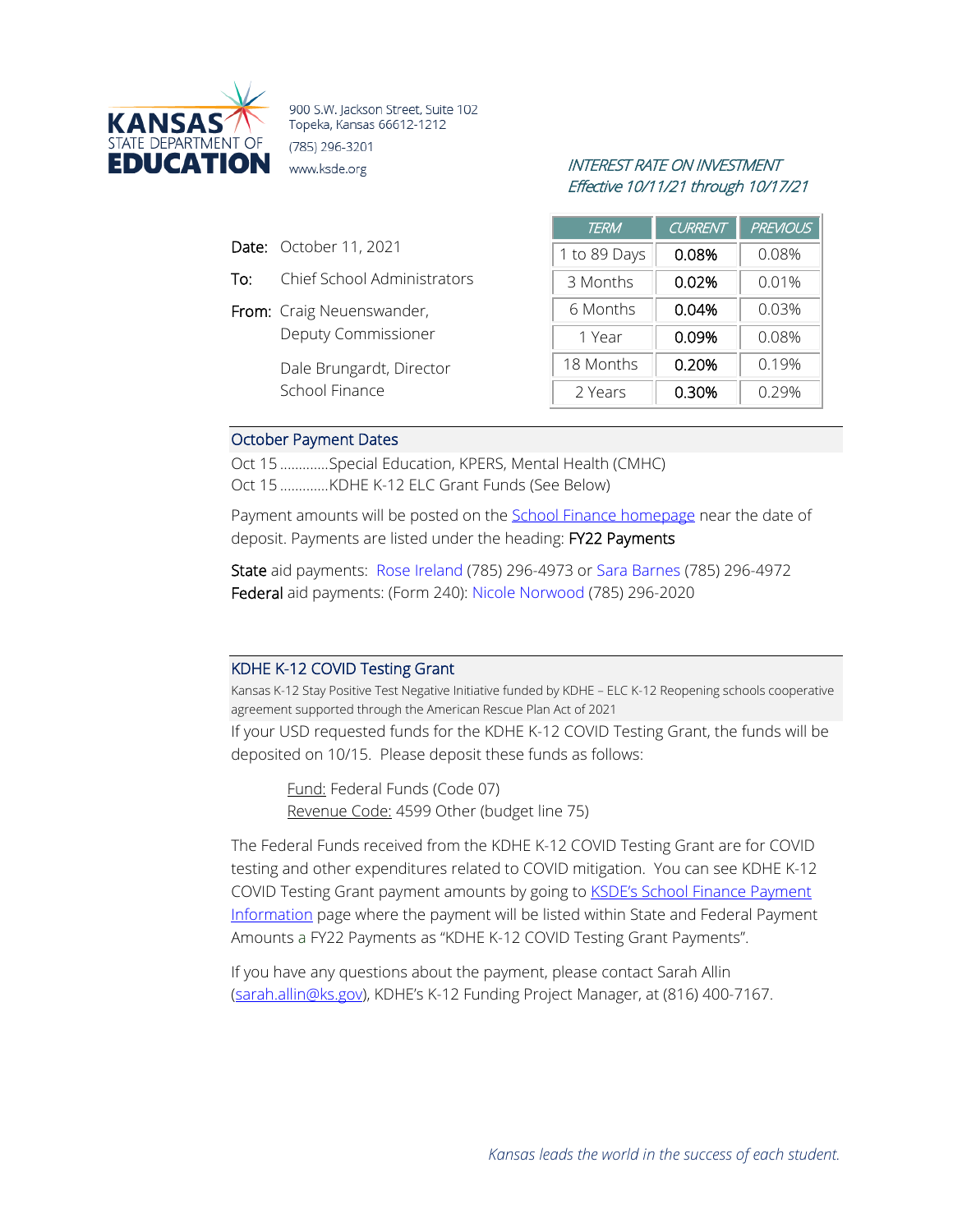**KANSAS STATE DEPARTMENT OF EDUCATION**

900 S.W. Jackson Street, Suite 102
Topeka, Kansas 66612-1212
(785) 296-3201
www.ksde.org

*INTEREST RATE ON INVESTMENT*
*Effective 10/11/21 through 10/17/21*

| TERM | CURRENT | PREVIOUS |
|---|---|---|
| 1 to 89 Days | 0.08% | 0.08% |
| 3 Months | 0.02% | 0.01% |
| 6 Months | 0.04% | 0.03% |
| 1 Year | 0.09% | 0.08% |
| 18 Months | 0.20% | 0.19% |
| 2 Years | 0.30% | 0.29% |

Date: October 11, 2021

To: Chief School Administrators

From: Craig Neuenswander, Deputy Commissioner

Dale Brungardt, Director School Finance

## October Payment Dates

Oct 15 .............Special Education, KPERS, Mental Health (CMHC)
Oct 15 .............KDHE K-12 ELC Grant Funds (See Below)

Payment amounts will be posted on the School Finance homepage near the date of deposit. Payments are listed under the heading: FY22 Payments

State aid payments: Rose Ireland (785) 296-4973 or Sara Barnes (785) 296-4972
Federal aid payments: (Form 240): Nicole Norwood (785) 296-2020

## KDHE K-12 COVID Testing Grant

Kansas K-12 Stay Positive Test Negative Initiative funded by KDHE – ELC K-12 Reopening schools cooperative agreement supported through the American Rescue Plan Act of 2021

If your USD requested funds for the KDHE K-12 COVID Testing Grant, the funds will be deposited on 10/15. Please deposit these funds as follows:

Fund: Federal Funds (Code 07)
Revenue Code: 4599 Other (budget line 75)

The Federal Funds received from the KDHE K-12 COVID Testing Grant are for COVID testing and other expenditures related to COVID mitigation. You can see KDHE K-12 COVID Testing Grant payment amounts by going to KSDE's School Finance Payment Information page where the payment will be listed within State and Federal Payment Amounts a FY22 Payments as "KDHE K-12 COVID Testing Grant Payments".

If you have any questions about the payment, please contact Sarah Allin (sarah.allin@ks.gov), KDHE's K-12 Funding Project Manager, at (816) 400-7167.

*Kansas leads the world in the success of each student.*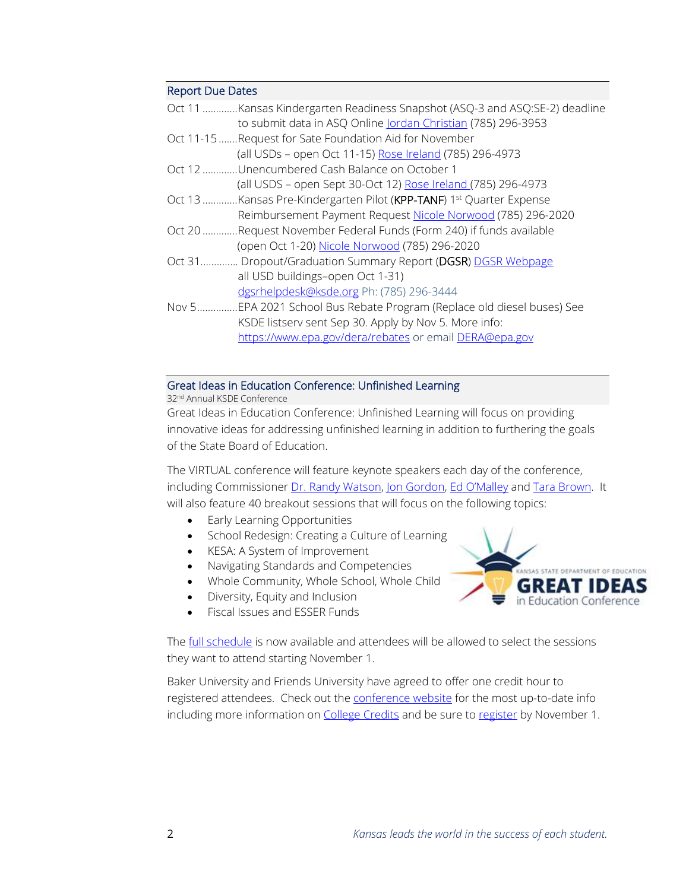## Report Due Dates

Oct 11 .............Kansas Kindergarten Readiness Snapshot (ASQ-3 and ASQ:SE-2) deadline to submit data in ASQ Online Jordan Christian (785) 296-3953

Oct 11-15.......Request for Sate Foundation Aid for November (all USDs – open Oct 11-15) Rose Ireland (785) 296-4973

Oct 12 .............Unencumbered Cash Balance on October 1 (all USDS – open Sept 30-Oct 12) Rose Ireland (785) 296-4973

Oct 13 .............Kansas Pre-Kindergarten Pilot (KPP-TANF) 1st Quarter Expense Reimbursement Payment Request Nicole Norwood (785) 296-2020

Oct 20 .............Request November Federal Funds (Form 240) if funds available (open Oct 1-20) Nicole Norwood (785) 296-2020

Oct 31.............. Dropout/Graduation Summary Report (DGSR) DGSR Webpage all USD buildings–open Oct 1-31) dgsrhelpdesk@ksde.org Ph: (785) 296-3444

Nov 5...............EPA 2021 School Bus Rebate Program (Replace old diesel buses) See KSDE listserv sent Sep 30. Apply by Nov 5. More info: https://www.epa.gov/dera/rebates or email DERA@epa.gov

## Great Ideas in Education Conference: Unfinished Learning

32nd Annual KSDE Conference

Great Ideas in Education Conference: Unfinished Learning will focus on providing innovative ideas for addressing unfinished learning in addition to furthering the goals of the State Board of Education.

The VIRTUAL conference will feature keynote speakers each day of the conference, including Commissioner Dr. Randy Watson, Jon Gordon, Ed O'Malley and Tara Brown. It will also feature 40 breakout sessions that will focus on the following topics:

- Early Learning Opportunities
- School Redesign: Creating a Culture of Learning
- KESA: A System of Improvement
- Navigating Standards and Competencies
- Whole Community, Whole School, Whole Child
- Diversity, Equity and Inclusion
- Fiscal Issues and ESSER Funds

The full schedule is now available and attendees will be allowed to select the sessions they want to attend starting November 1.

Baker University and Friends University have agreed to offer one credit hour to registered attendees. Check out the conference website for the most up-to-date info including more information on College Credits and be sure to register by November 1.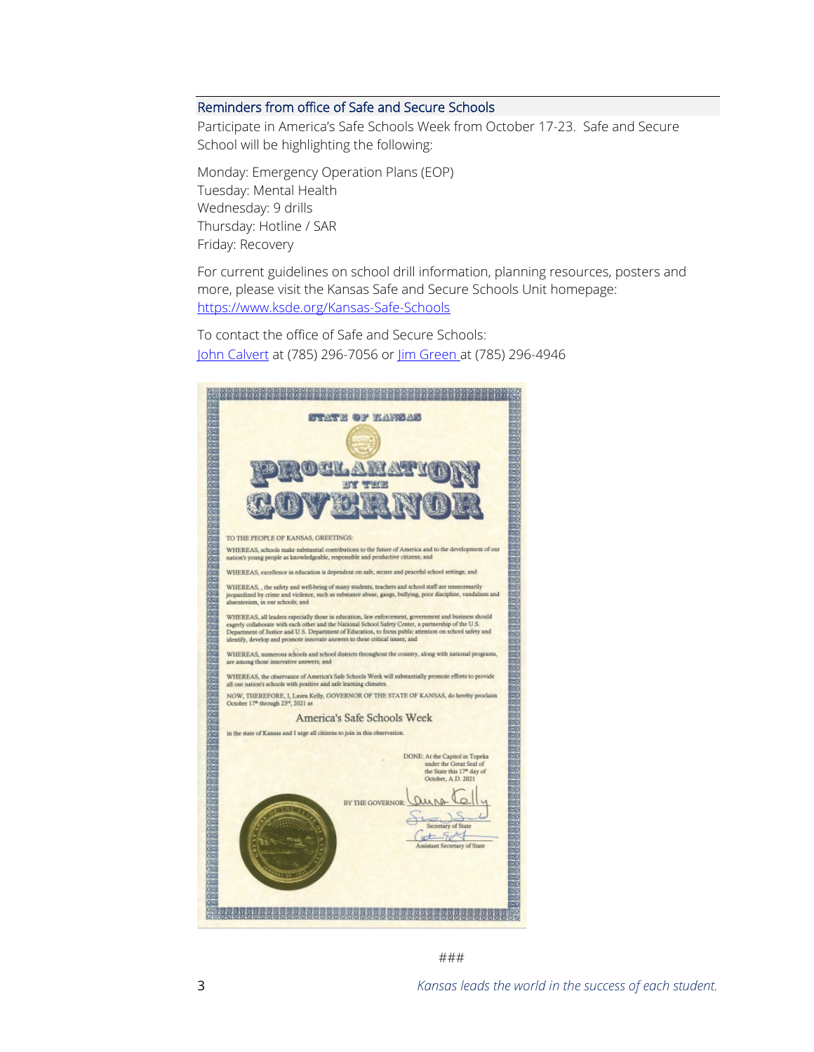## Reminders from office of Safe and Secure Schools

Participate in America's Safe Schools Week from October 17-23. Safe and Secure School will be highlighting the following:

Monday: Emergency Operation Plans (EOP)
Tuesday: Mental Health
Wednesday: 9 drills
Thursday: Hotline / SAR
Friday: Recovery

For current guidelines on school drill information, planning resources, posters and more, please visit the Kansas Safe and Secure Schools Unit homepage: [https://www.ksde.org/Kansas-Safe-Schools](https://www.ksde.org/Kansas-Safe-Schools)

To contact the office of Safe and Secure Schools:
John Calvert at (785) 296-7056 or Jim Green at (785) 296-4946

STATE OF KANSAS

PROCLAMATION BY THE GOVERNOR

TO THE PEOPLE OF KANSAS, GREETINGS:

WHEREAS, schools make substantial contributions to the future of America and to the development of our nation's young people as knowledgeable, responsible and productive citizens; and

WHEREAS, excellence in education is dependent on safe, secure and peaceful school settings; and

WHEREAS, , the safety and well-being of many students, teachers and school staff are unnecessarily jeopardized by crime and violence, such as substance abuse, gangs, bullying, poor discipline, vandalism and absenteeism, in our schools; and

WHEREAS, all leaders especially those in education, law enforcement, government and business should eagerly collaborate with each other and the National School Safety Center, a partnership of the U.S. Department of Justice and U.S. Department of Education, to focus public attention on school safety and identify, develop and promote innovate answers to these critical issues; and

WHEREAS, numerous schools and school districts throughout the country, along with national programs, are among those innovative answers; and

WHEREAS, the observance of America's Safe Schools Week will substantially promote efforts to provide all our nation's schools with positive and safe learning climates.

NOW, THEREFORE, I, Laura Kelly, GOVERNOR OF THE STATE OF KANSAS, do hereby proclaim October 17th through 23rd, 2021 as

America's Safe Schools Week

in the state of Kansas and I urge all citizens to join in this observation.

DONE: At the Capitol in Topeka under the Great Seal of the State this 17th day of October, A.D. 2021

BY THE GOVERNOR: Laura Kelly

Secretary of State

Assistant Secretary of State

###

*Kansas leads the world in the success of each student.*